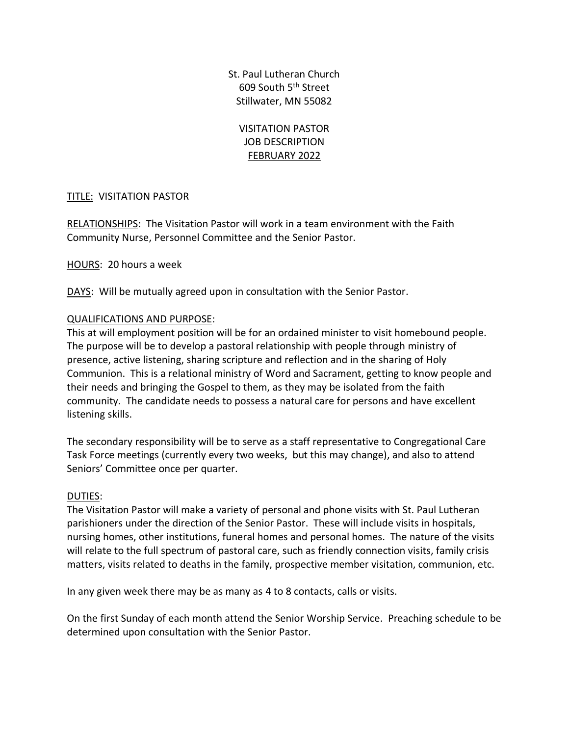St. Paul Lutheran Church
609 South 5th Street
Stillwater, MN 55082

VISITATION PASTOR
JOB DESCRIPTION
FEBRUARY 2022

TITLE: VISITATION PASTOR

RELATIONSHIPS: The Visitation Pastor will work in a team environment with the Faith Community Nurse, Personnel Committee and the Senior Pastor.

HOURS: 20 hours a week

DAYS: Will be mutually agreed upon in consultation with the Senior Pastor.

QUALIFICATIONS AND PURPOSE:
This at will employment position will be for an ordained minister to visit homebound people. The purpose will be to develop a pastoral relationship with people through ministry of presence, active listening, sharing scripture and reflection and in the sharing of Holy Communion. This is a relational ministry of Word and Sacrament, getting to know people and their needs and bringing the Gospel to them, as they may be isolated from the faith community. The candidate needs to possess a natural care for persons and have excellent listening skills.

The secondary responsibility will be to serve as a staff representative to Congregational Care Task Force meetings (currently every two weeks, but this may change), and also to attend Seniors' Committee once per quarter.

DUTIES:
The Visitation Pastor will make a variety of personal and phone visits with St. Paul Lutheran parishioners under the direction of the Senior Pastor. These will include visits in hospitals, nursing homes, other institutions, funeral homes and personal homes. The nature of the visits will relate to the full spectrum of pastoral care, such as friendly connection visits, family crisis matters, visits related to deaths in the family, prospective member visitation, communion, etc.

In any given week there may be as many as 4 to 8 contacts, calls or visits.

On the first Sunday of each month attend the Senior Worship Service. Preaching schedule to be determined upon consultation with the Senior Pastor.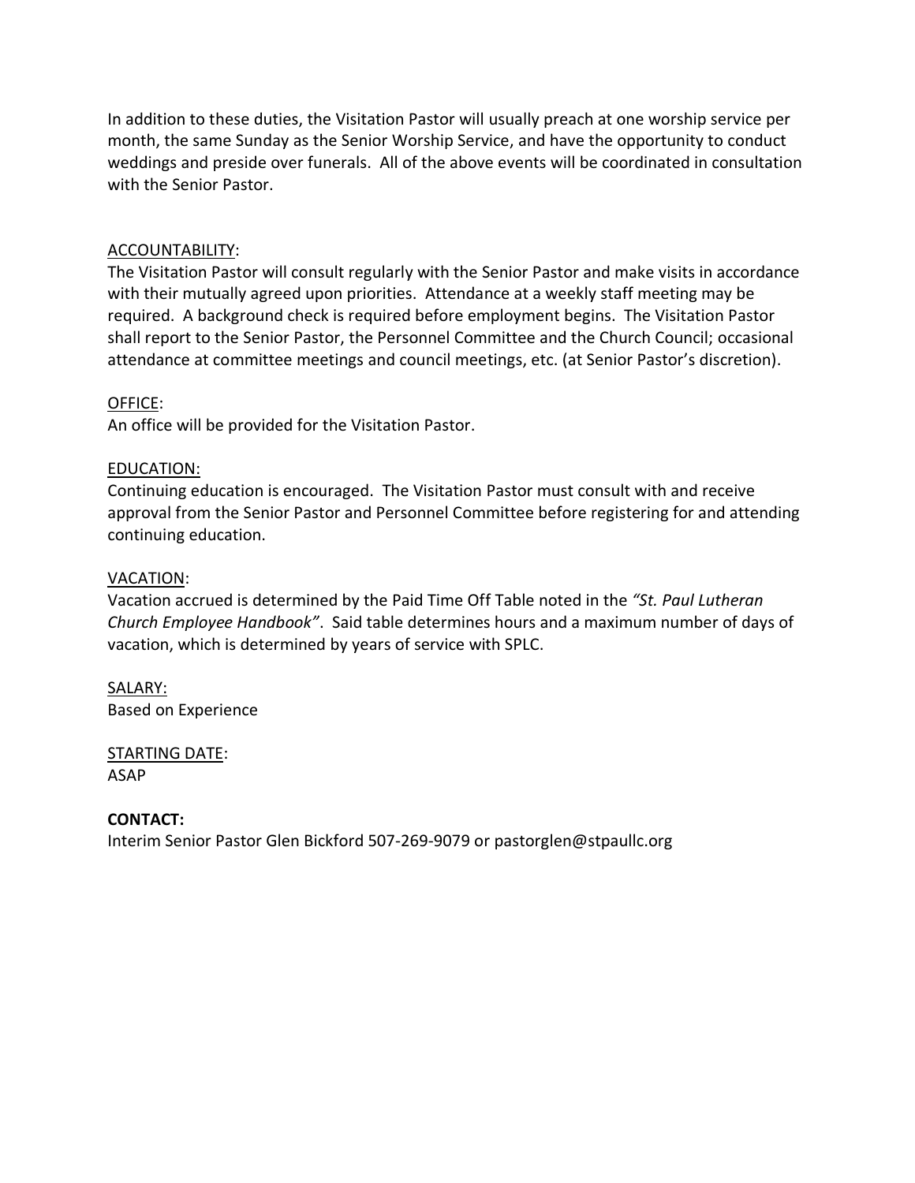In addition to these duties, the Visitation Pastor will usually preach at one worship service per month, the same Sunday as the Senior Worship Service, and have the opportunity to conduct weddings and preside over funerals. All of the above events will be coordinated in consultation with the Senior Pastor.

ACCOUNTABILITY:
The Visitation Pastor will consult regularly with the Senior Pastor and make visits in accordance with their mutually agreed upon priorities. Attendance at a weekly staff meeting may be required. A background check is required before employment begins. The Visitation Pastor shall report to the Senior Pastor, the Personnel Committee and the Church Council; occasional attendance at committee meetings and council meetings, etc. (at Senior Pastor's discretion).

OFFICE:
An office will be provided for the Visitation Pastor.

EDUCATION:
Continuing education is encouraged. The Visitation Pastor must consult with and receive approval from the Senior Pastor and Personnel Committee before registering for and attending continuing education.

VACATION:
Vacation accrued is determined by the Paid Time Off Table noted in the *"St. Paul Lutheran Church Employee Handbook"*. Said table determines hours and a maximum number of days of vacation, which is determined by years of service with SPLC.

SALARY:
Based on Experience

STARTING DATE:
ASAP

**CONTACT:**
Interim Senior Pastor Glen Bickford 507-269-9079 or pastorglen@stpaullc.org